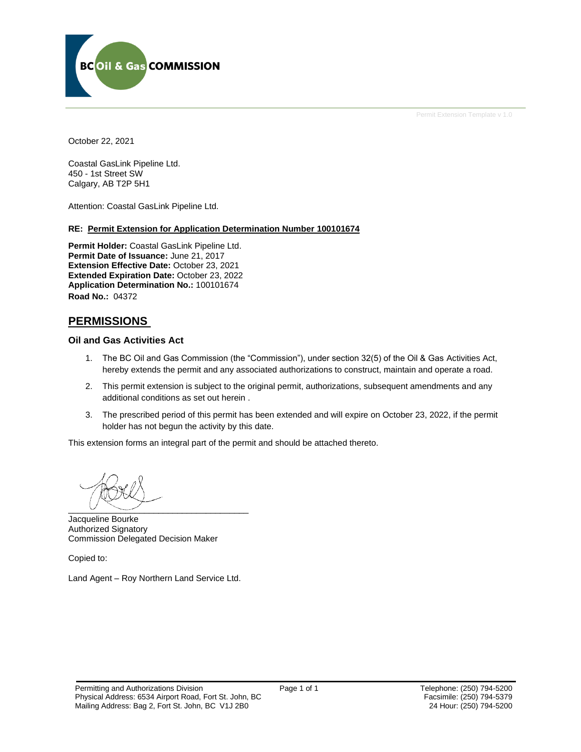BC Oil & Gas COMMISSION

Permit Extension Template v 1.0

October 22, 2021

Coastal GasLink Pipeline Ltd.
450 - 1st Street SW
Calgary, AB T2P 5H1

Attention: Coastal GasLink Pipeline Ltd.

**RE: Permit Extension for Application Determination Number 100101674**

**Permit Holder:** Coastal GasLink Pipeline Ltd.
**Permit Date of Issuance:** June 21, 2017
**Extension Effective Date:** October 23, 2021
**Extended Expiration Date:** October 23, 2022
**Application Determination No.:** 100101674
**Road No.:** 04372

## PERMISSIONS

### Oil and Gas Activities Act

1. The BC Oil and Gas Commission (the "Commission"), under section 32(5) of the Oil & Gas Activities Act, hereby extends the permit and any associated authorizations to construct, maintain and operate a road.
2. This permit extension is subject to the original permit, authorizations, subsequent amendments and any additional conditions as set out herein .
3. The prescribed period of this permit has been extended and will expire on October 23, 2022, if the permit holder has not begun the activity by this date.

This extension forms an integral part of the permit and should be attached thereto.

Jacqueline Bourke
Authorized Signatory
Commission Delegated Decision Maker

Copied to:

Land Agent – Roy Northern Land Service Ltd.

Permitting and Authorizations Division
Physical Address: 6534 Airport Road, Fort St. John, BC
Mailing Address: Bag 2, Fort St. John, BC V1J 2B0

Telephone: (250) 794-5200
Facsimile: (250) 794-5379
24 Hour: (250) 794-5200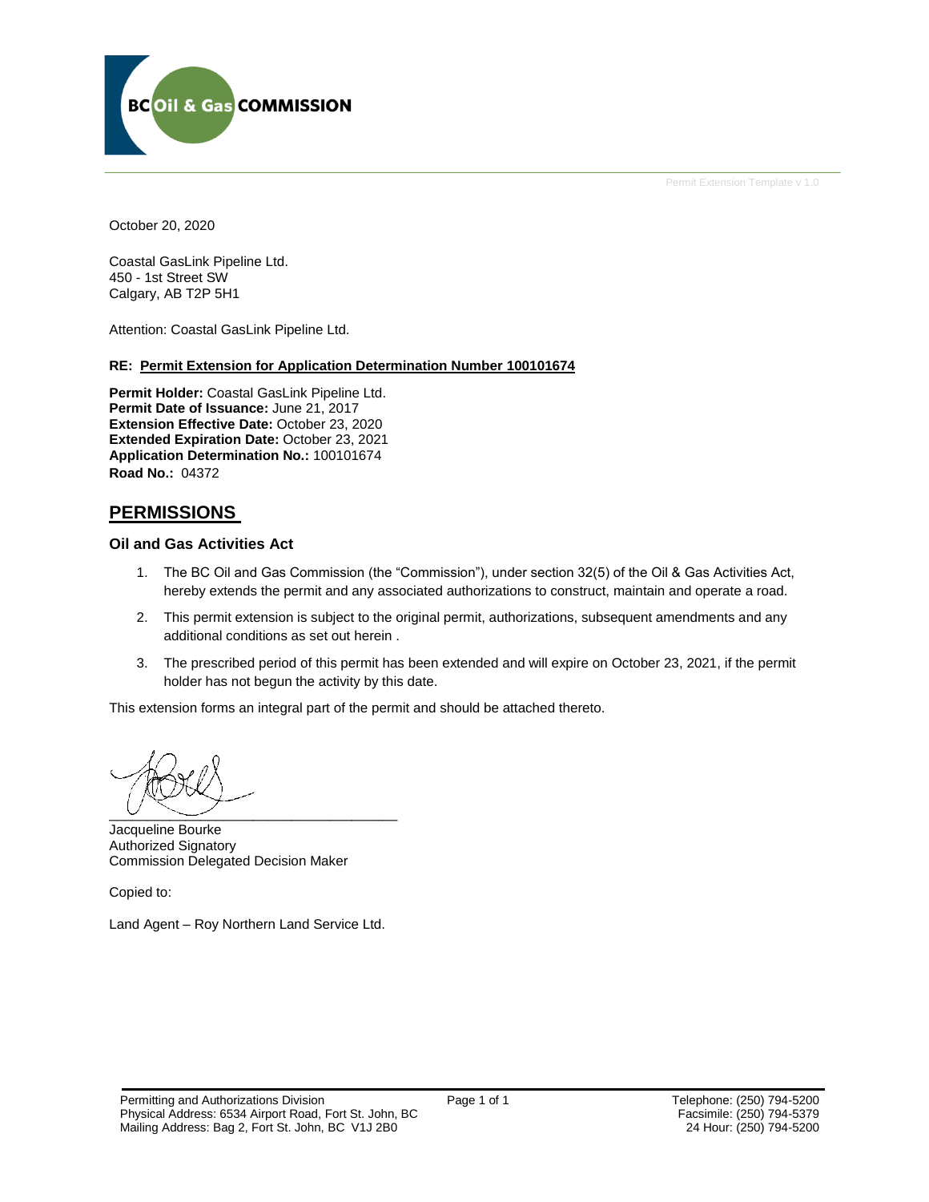Permit Extension Template v 1.0

October 20, 2020

Coastal GasLink Pipeline Ltd.
450 - 1st Street SW
Calgary, AB T2P 5H1

Attention: Coastal GasLink Pipeline Ltd.

**RE: Permit Extension for Application Determination Number 100101674**

**Permit Holder:** Coastal GasLink Pipeline Ltd.
**Permit Date of Issuance:** June 21, 2017
**Extension Effective Date:** October 23, 2020
**Extended Expiration Date:** October 23, 2021
**Application Determination No.:** 100101674
**Road No.:** 04372

## PERMISSIONS

### Oil and Gas Activities Act

1. The BC Oil and Gas Commission (the "Commission"), under section 32(5) of the Oil & Gas Activities Act, hereby extends the permit and any associated authorizations to construct, maintain and operate a road.
2. This permit extension is subject to the original permit, authorizations, subsequent amendments and any additional conditions as set out herein .
3. The prescribed period of this permit has been extended and will expire on October 23, 2021, if the permit holder has not begun the activity by this date.

This extension forms an integral part of the permit and should be attached thereto.

Jacqueline Bourke
Authorized Signatory
Commission Delegated Decision Maker

Copied to:

Land Agent – Roy Northern Land Service Ltd.

Permitting and Authorizations Division
Physical Address: 6534 Airport Road, Fort St. John, BC
Mailing Address: Bag 2, Fort St. John, BC V1J 2B0

Telephone: (250) 794-5200
Facsimile: (250) 794-5379
24 Hour: (250) 794-5200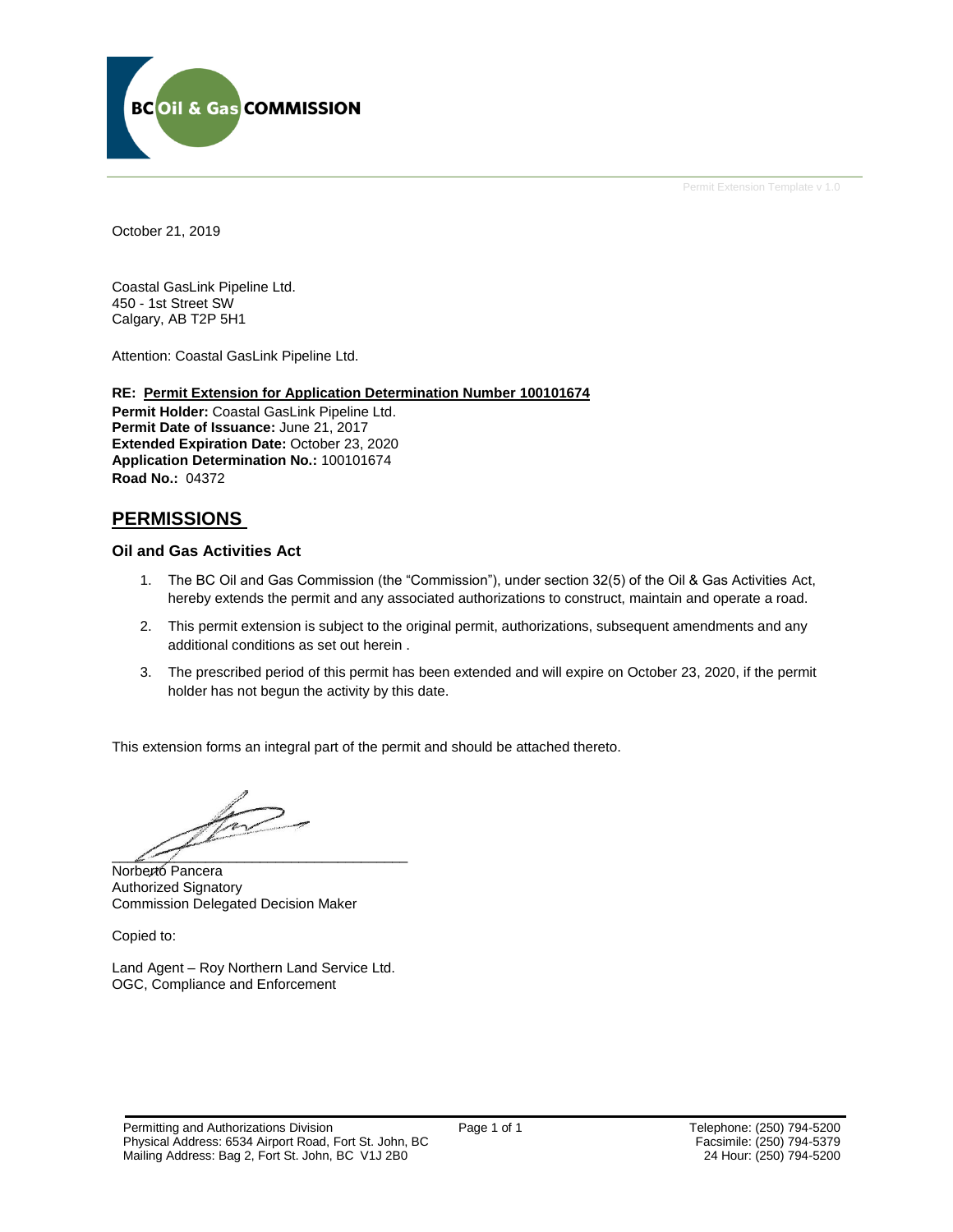Permit Extension Template v 1.0

October 21, 2019

Coastal GasLink Pipeline Ltd.
450 - 1st Street SW
Calgary, AB T2P 5H1

Attention: Coastal GasLink Pipeline Ltd.

**RE: Permit Extension for Application Determination Number 100101674**
**Permit Holder:** Coastal GasLink Pipeline Ltd.
**Permit Date of Issuance:** June 21, 2017
**Extended Expiration Date:** October 23, 2020
**Application Determination No.:** 100101674
**Road No.:** 04372

## PERMISSIONS

### Oil and Gas Activities Act

1. The BC Oil and Gas Commission (the "Commission"), under section 32(5) of the Oil & Gas Activities Act, hereby extends the permit and any associated authorizations to construct, maintain and operate a road.
2. This permit extension is subject to the original permit, authorizations, subsequent amendments and any additional conditions as set out herein .
3. The prescribed period of this permit has been extended and will expire on October 23, 2020, if the permit holder has not begun the activity by this date.

This extension forms an integral part of the permit and should be attached thereto.

Norberto Pancera
Authorized Signatory
Commission Delegated Decision Maker

Copied to:

Land Agent – Roy Northern Land Service Ltd.
OGC, Compliance and Enforcement

Permitting and Authorizations Division
Physical Address: 6534 Airport Road, Fort St. John, BC
Mailing Address: Bag 2, Fort St. John, BC V1J 2B0

Telephone: (250) 794-5200
Facsimile: (250) 794-5379
24 Hour: (250) 794-5200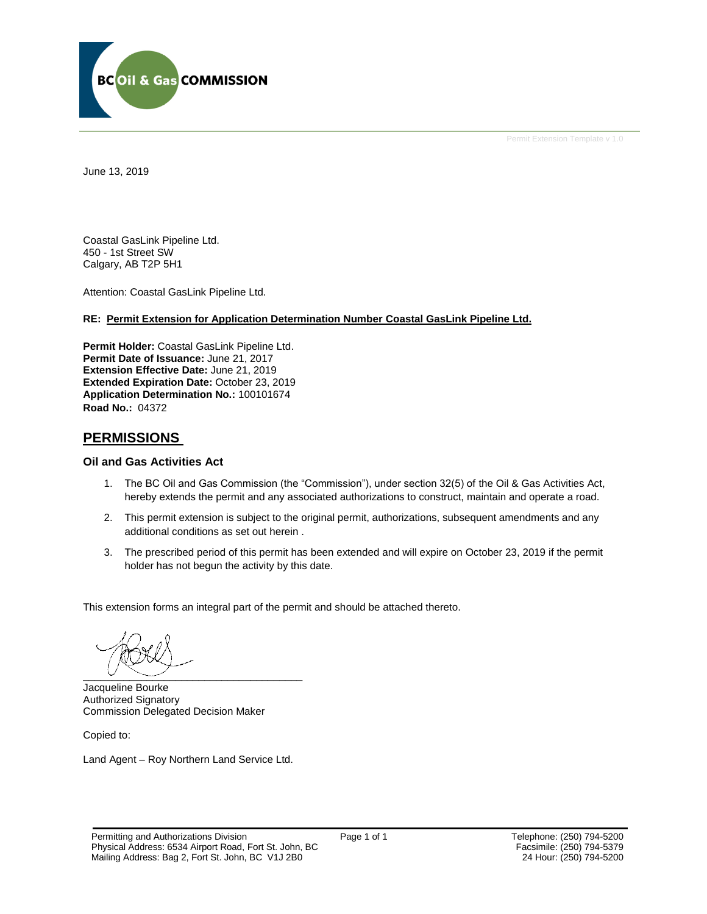BC Oil & Gas COMMISSION

Permit Extension Template v 1.0

June 13, 2019

Coastal GasLink Pipeline Ltd.
450 - 1st Street SW
Calgary, AB T2P 5H1

Attention: Coastal GasLink Pipeline Ltd.

**RE: Permit Extension for Application Determination Number Coastal GasLink Pipeline Ltd.**

**Permit Holder:** Coastal GasLink Pipeline Ltd.
**Permit Date of Issuance:** June 21, 2017
**Extension Effective Date:** June 21, 2019
**Extended Expiration Date:** October 23, 2019
**Application Determination No.:** 100101674
**Road No.:** 04372

## PERMISSIONS

### Oil and Gas Activities Act

1. The BC Oil and Gas Commission (the "Commission"), under section 32(5) of the Oil & Gas Activities Act, hereby extends the permit and any associated authorizations to construct, maintain and operate a road.
2. This permit extension is subject to the original permit, authorizations, subsequent amendments and any additional conditions as set out herein .
3. The prescribed period of this permit has been extended and will expire on October 23, 2019 if the permit holder has not begun the activity by this date.

This extension forms an integral part of the permit and should be attached thereto.

_____________________________________
Jacqueline Bourke
Authorized Signatory
Commission Delegated Decision Maker

Copied to:

Land Agent – Roy Northern Land Service Ltd.

Permitting and Authorizations Division
Physical Address: 6534 Airport Road, Fort St. John, BC
Mailing Address: Bag 2, Fort St. John, BC V1J 2B0

Telephone: (250) 794-5200
Facsimile: (250) 794-5379
24 Hour: (250) 794-5200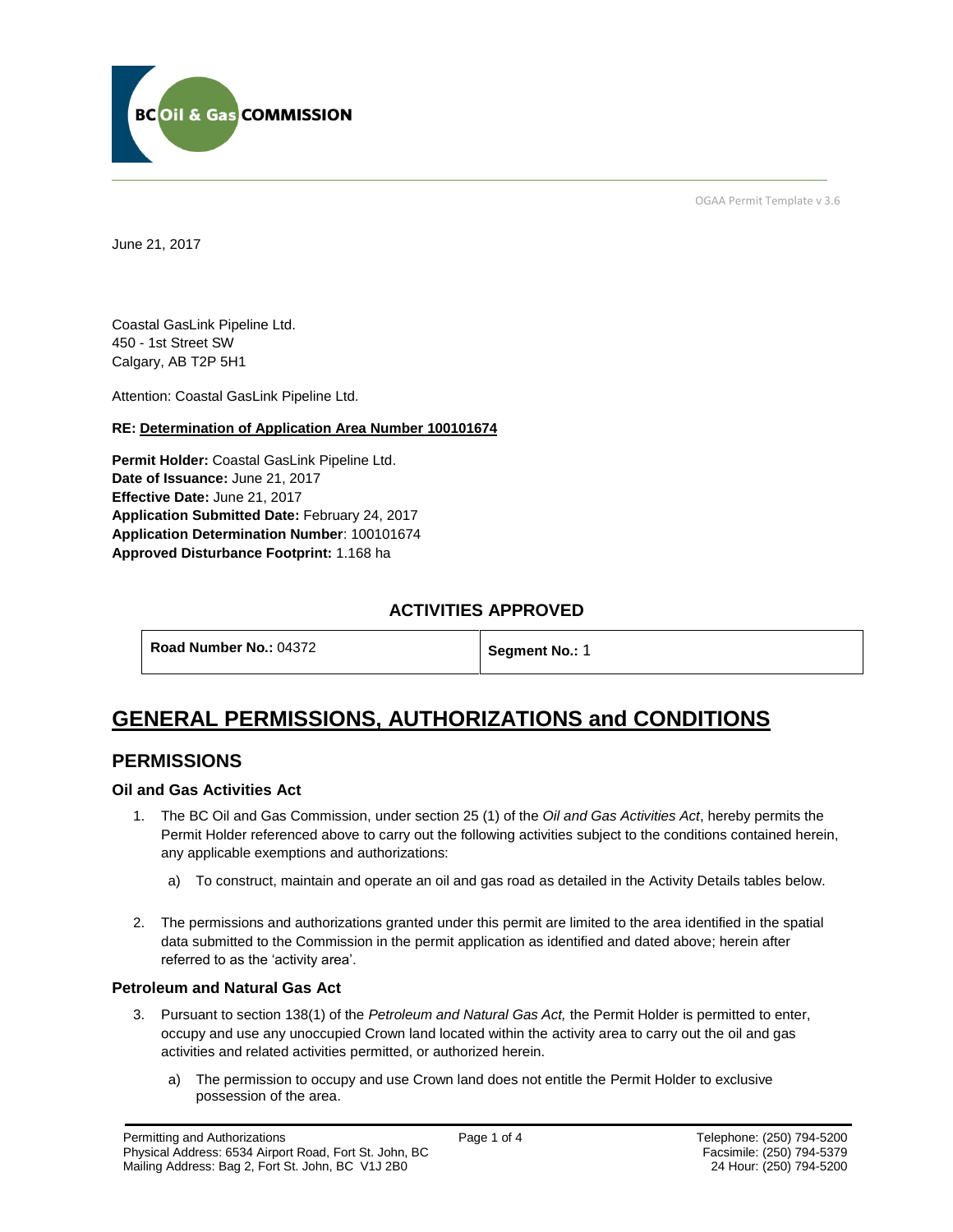BC Oil & Gas COMMISSION

OGAA Permit Template v 3.6

June 21, 2017

Coastal GasLink Pipeline Ltd.
450 - 1st Street SW
Calgary, AB T2P 5H1

Attention: Coastal GasLink Pipeline Ltd.

**RE: Determination of Application Area Number 100101674**

**Permit Holder:** Coastal GasLink Pipeline Ltd.
**Date of Issuance:** June 21, 2017
**Effective Date:** June 21, 2017
**Application Submitted Date:** February 24, 2017
**Application Determination Number**: 100101674
**Approved Disturbance Footprint:** 1.168 ha

### ACTIVITIES APPROVED

| **Road Number No.:** 04372 | **Segment No.:** 1 |
|---|---|

# GENERAL PERMISSIONS, AUTHORIZATIONS and CONDITIONS

## PERMISSIONS

### Oil and Gas Activities Act

1. The BC Oil and Gas Commission, under section 25 (1) of the *Oil and Gas Activities Act*, hereby permits the Permit Holder referenced above to carry out the following activities subject to the conditions contained herein, any applicable exemptions and authorizations:

    a) To construct, maintain and operate an oil and gas road as detailed in the Activity Details tables below.

2. The permissions and authorizations granted under this permit are limited to the area identified in the spatial data submitted to the Commission in the permit application as identified and dated above; herein after referred to as the 'activity area'.

### Petroleum and Natural Gas Act

3. Pursuant to section 138(1) of the *Petroleum and Natural Gas Act,* the Permit Holder is permitted to enter, occupy and use any unoccupied Crown land located within the activity area to carry out the oil and gas activities and related activities permitted, or authorized herein.

    a) The permission to occupy and use Crown land does not entitle the Permit Holder to exclusive possession of the area.

Permitting and Authorizations
Physical Address: 6534 Airport Road, Fort St. John, BC
Mailing Address: Bag 2, Fort St. John, BC V1J 2B0

Telephone: (250) 794-5200
Facsimile: (250) 794-5379
24 Hour: (250) 794-5200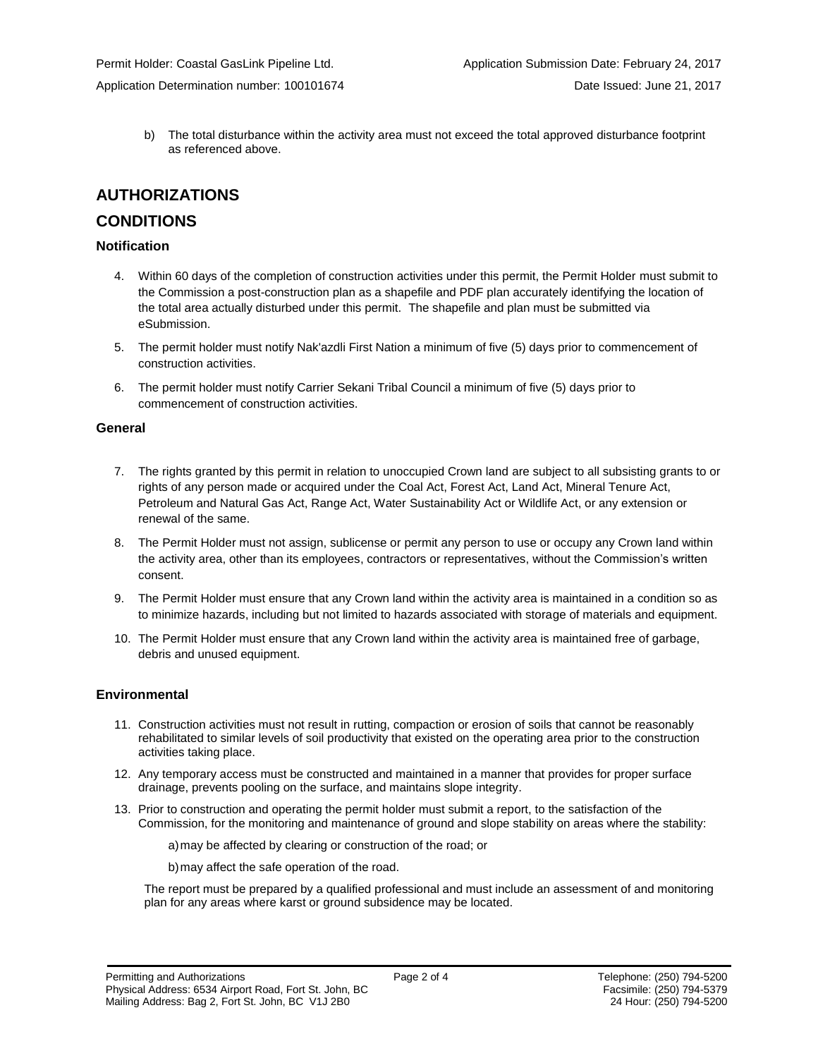b) The total disturbance within the activity area must not exceed the total approved disturbance footprint as referenced above.

## AUTHORIZATIONS

## CONDITIONS

### Notification

4. Within 60 days of the completion of construction activities under this permit, the Permit Holder must submit to the Commission a post-construction plan as a shapefile and PDF plan accurately identifying the location of the total area actually disturbed under this permit. The shapefile and plan must be submitted via eSubmission.

5. The permit holder must notify Nak'azdli First Nation a minimum of five (5) days prior to commencement of construction activities.

6. The permit holder must notify Carrier Sekani Tribal Council a minimum of five (5) days prior to commencement of construction activities.

### General

7. The rights granted by this permit in relation to unoccupied Crown land are subject to all subsisting grants to or rights of any person made or acquired under the Coal Act, Forest Act, Land Act, Mineral Tenure Act, Petroleum and Natural Gas Act, Range Act, Water Sustainability Act or Wildlife Act, or any extension or renewal of the same.

8. The Permit Holder must not assign, sublicense or permit any person to use or occupy any Crown land within the activity area, other than its employees, contractors or representatives, without the Commission's written consent.

9. The Permit Holder must ensure that any Crown land within the activity area is maintained in a condition so as to minimize hazards, including but not limited to hazards associated with storage of materials and equipment.

10. The Permit Holder must ensure that any Crown land within the activity area is maintained free of garbage, debris and unused equipment.

### Environmental

11. Construction activities must not result in rutting, compaction or erosion of soils that cannot be reasonably rehabilitated to similar levels of soil productivity that existed on the operating area prior to the construction activities taking place.

12. Any temporary access must be constructed and maintained in a manner that provides for proper surface drainage, prevents pooling on the surface, and maintains slope integrity.

13. Prior to construction and operating the permit holder must submit a report, to the satisfaction of the Commission, for the monitoring and maintenance of ground and slope stability on areas where the stability:

    a) may be affected by clearing or construction of the road; or

    b) may affect the safe operation of the road.

    The report must be prepared by a qualified professional and must include an assessment of and monitoring plan for any areas where karst or ground subsidence may be located.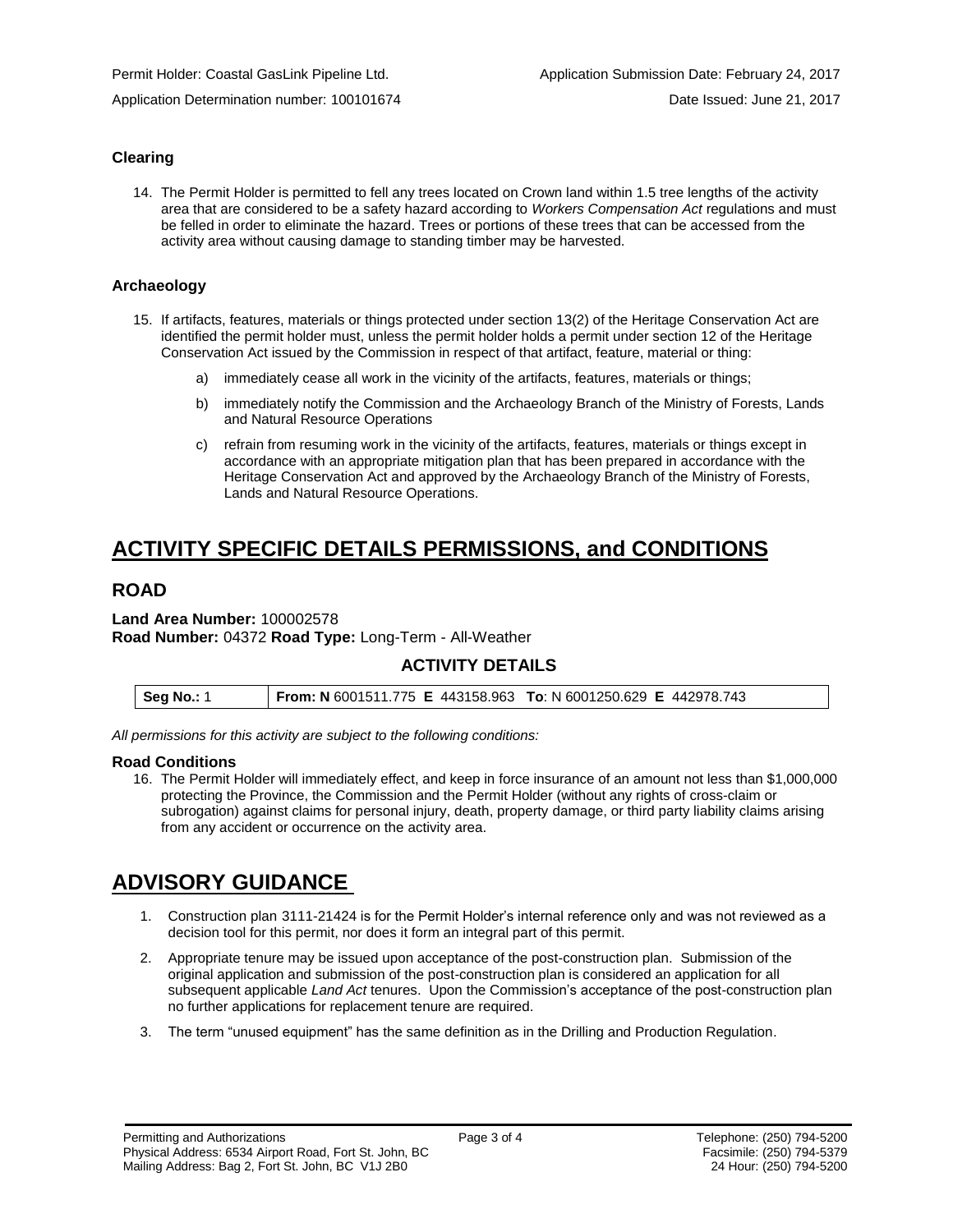### Clearing

14. The Permit Holder is permitted to fell any trees located on Crown land within 1.5 tree lengths of the activity area that are considered to be a safety hazard according to *Workers Compensation Act* regulations and must be felled in order to eliminate the hazard. Trees or portions of these trees that can be accessed from the activity area without causing damage to standing timber may be harvested.

### Archaeology

15. If artifacts, features, materials or things protected under section 13(2) of the Heritage Conservation Act are identified the permit holder must, unless the permit holder holds a permit under section 12 of the Heritage Conservation Act issued by the Commission in respect of that artifact, feature, material or thing:

    a) immediately cease all work in the vicinity of the artifacts, features, materials or things;

    b) immediately notify the Commission and the Archaeology Branch of the Ministry of Forests, Lands and Natural Resource Operations

    c) refrain from resuming work in the vicinity of the artifacts, features, materials or things except in accordance with an appropriate mitigation plan that has been prepared in accordance with the Heritage Conservation Act and approved by the Archaeology Branch of the Ministry of Forests, Lands and Natural Resource Operations.

# ACTIVITY SPECIFIC DETAILS PERMISSIONS, and CONDITIONS

## ROAD

**Land Area Number:** 100002578
**Road Number:** 04372 **Road Type:** Long-Term - All-Weather

### ACTIVITY DETAILS

| Seg No.: 1 | From: N 6001511.775 E 443158.963 To: N 6001250.629 E 442978.743 |
|---|---|

*All permissions for this activity are subject to the following conditions:*

#### Road Conditions

16. The Permit Holder will immediately effect, and keep in force insurance of an amount not less than $1,000,000 protecting the Province, the Commission and the Permit Holder (without any rights of cross-claim or subrogation) against claims for personal injury, death, property damage, or third party liability claims arising from any accident or occurrence on the activity area.

# ADVISORY GUIDANCE

1. Construction plan 3111-21424 is for the Permit Holder's internal reference only and was not reviewed as a decision tool for this permit, nor does it form an integral part of this permit.
2. Appropriate tenure may be issued upon acceptance of the post-construction plan. Submission of the original application and submission of the post-construction plan is considered an application for all subsequent applicable *Land Act* tenures. Upon the Commission's acceptance of the post-construction plan no further applications for replacement tenure are required.
3. The term "unused equipment" has the same definition as in the Drilling and Production Regulation.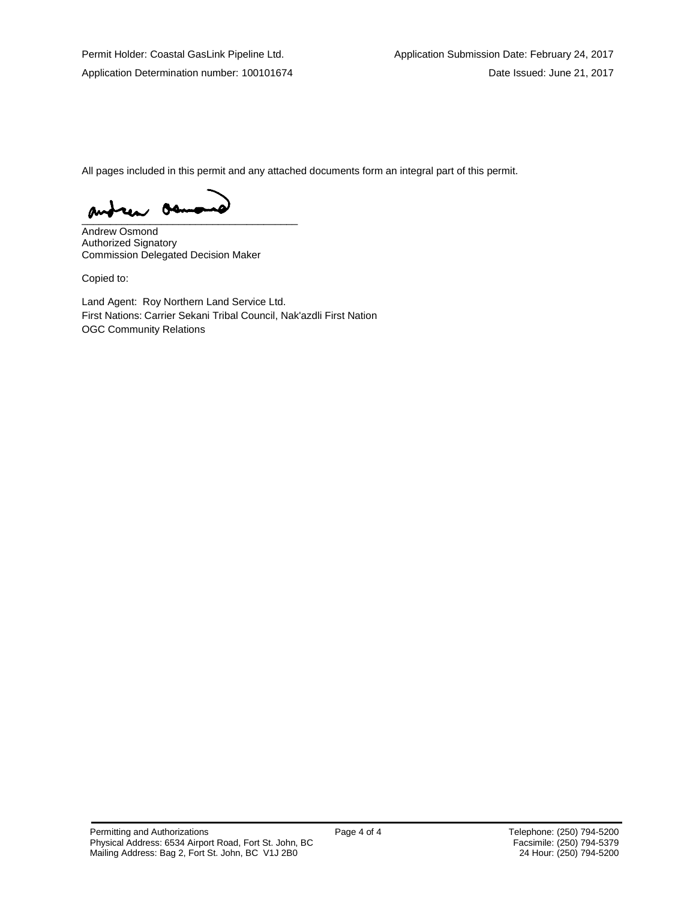Permit Holder: Coastal GasLink Pipeline Ltd. Application Submission Date: February 24, 2017

Application Determination number: 100101674 Date Issued: June 21, 2017

All pages included in this permit and any attached documents form an integral part of this permit.

\_\_\_\_\_\_\_\_\_\_\_\_\_\_\_\_\_\_\_\_\_\_\_\_\_\_\_\_\_\_\_\_\_\_\_\_\_\_

Andrew Osmond
Authorized Signatory
Commission Delegated Decision Maker

Copied to:

Land Agent: Roy Northern Land Service Ltd.
First Nations: Carrier Sekani Tribal Council, Nak'azdli First Nation
OGC Community Relations